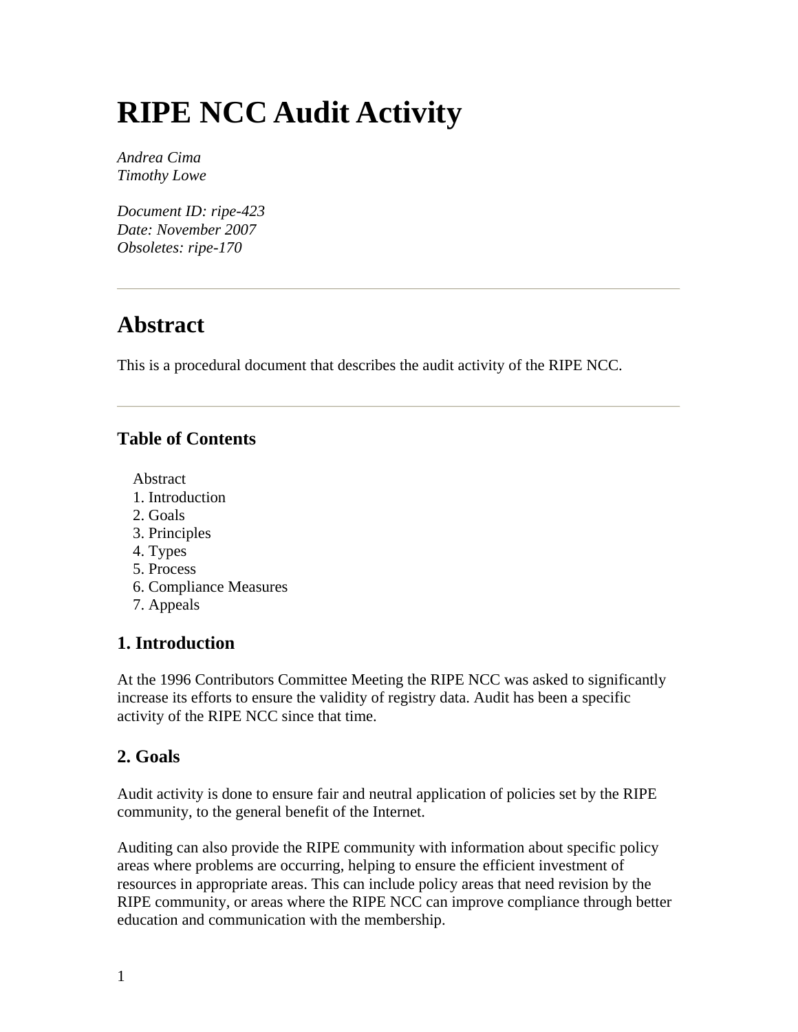# RIPE NCC Audit Activity

*Andrea Cima*
*Timothy Lowe*

*Document ID: ripe-423*
*Date: November 2007*
*Obsoletes: ripe-170*

---

## Abstract

This is a procedural document that describes the audit activity of the RIPE NCC.

---

### Table of Contents

- Abstract
- 1. Introduction
- 2. Goals
- 3. Principles
- 4. Types
- 5. Process
- 6. Compliance Measures
- 7. Appeals

### 1. Introduction

At the 1996 Contributors Committee Meeting the RIPE NCC was asked to significantly increase its efforts to ensure the validity of registry data. Audit has been a specific activity of the RIPE NCC since that time.

### 2. Goals

Audit activity is done to ensure fair and neutral application of policies set by the RIPE community, to the general benefit of the Internet.

Auditing can also provide the RIPE community with information about specific policy areas where problems are occurring, helping to ensure the efficient investment of resources in appropriate areas. This can include policy areas that need revision by the RIPE community, or areas where the RIPE NCC can improve compliance through better education and communication with the membership.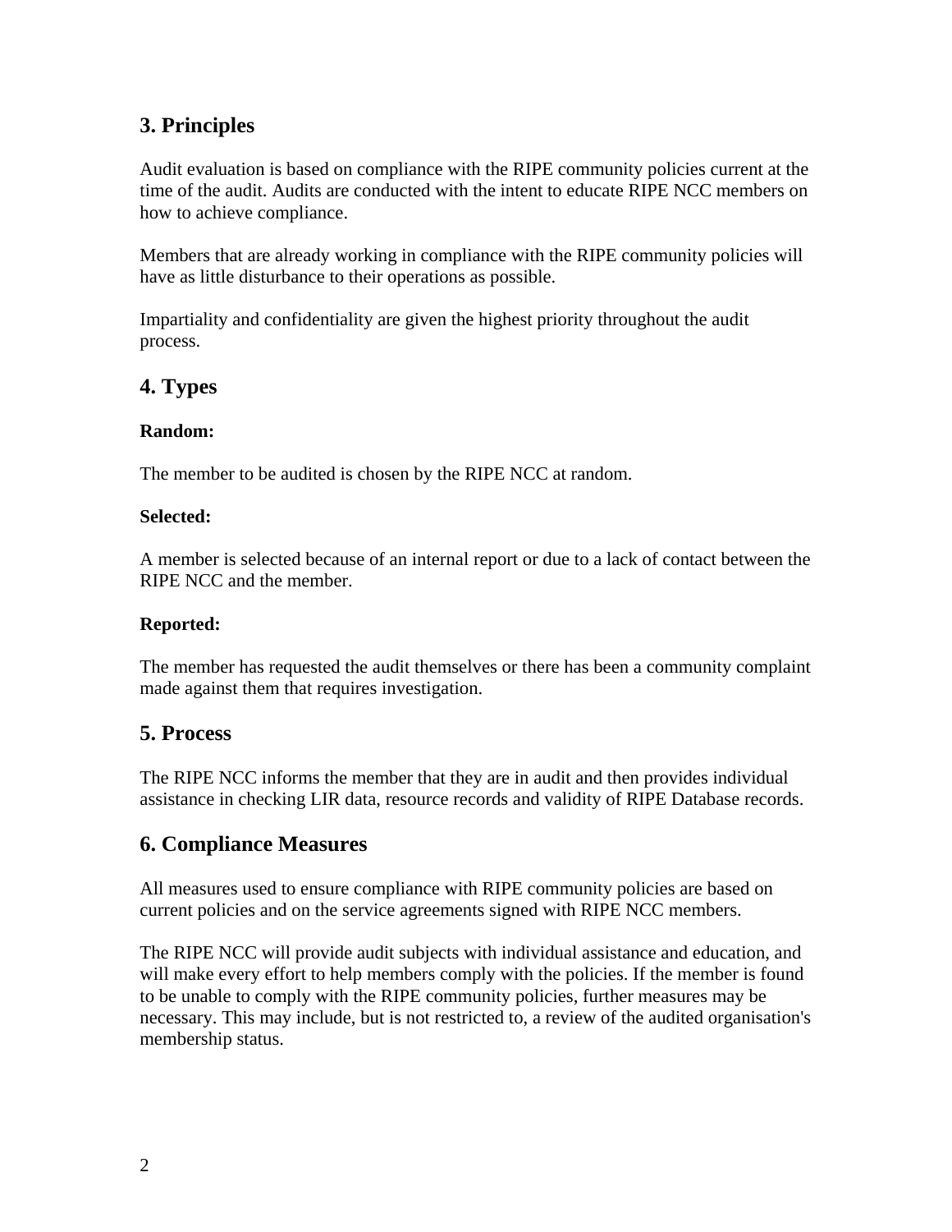## 3. Principles

Audit evaluation is based on compliance with the RIPE community policies current at the time of the audit. Audits are conducted with the intent to educate RIPE NCC members on how to achieve compliance.

Members that are already working in compliance with the RIPE community policies will have as little disturbance to their operations as possible.

Impartiality and confidentiality are given the highest priority throughout the audit process.

## 4. Types

**Random:**

The member to be audited is chosen by the RIPE NCC at random.

**Selected:**

A member is selected because of an internal report or due to a lack of contact between the RIPE NCC and the member.

**Reported:**

The member has requested the audit themselves or there has been a community complaint made against them that requires investigation.

## 5. Process

The RIPE NCC informs the member that they are in audit and then provides individual assistance in checking LIR data, resource records and validity of RIPE Database records.

## 6. Compliance Measures

All measures used to ensure compliance with RIPE community policies are based on current policies and on the service agreements signed with RIPE NCC members.

The RIPE NCC will provide audit subjects with individual assistance and education, and will make every effort to help members comply with the policies. If the member is found to be unable to comply with the RIPE community policies, further measures may be necessary. This may include, but is not restricted to, a review of the audited organisation's membership status.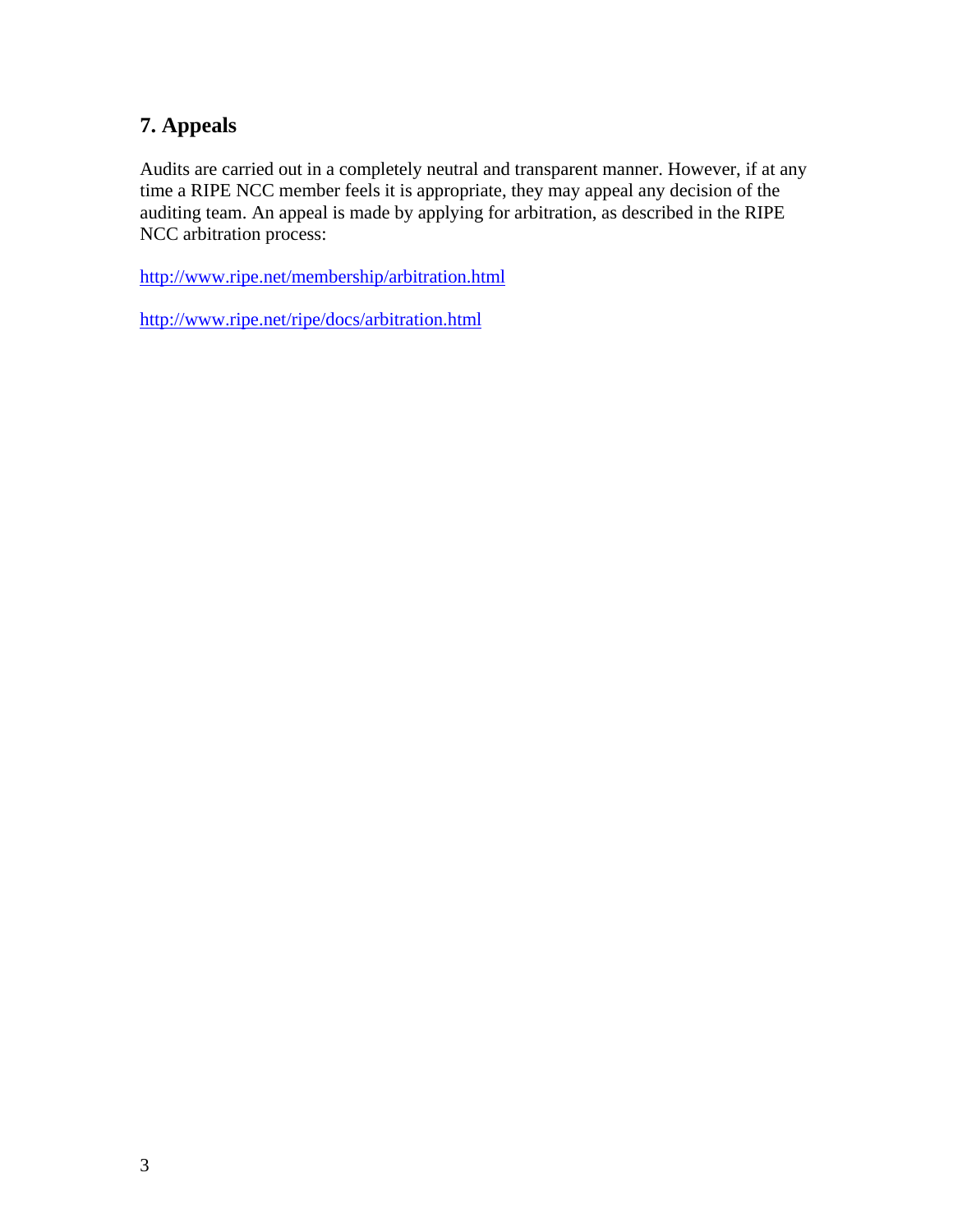## 7. Appeals

Audits are carried out in a completely neutral and transparent manner. However, if at any time a RIPE NCC member feels it is appropriate, they may appeal any decision of the auditing team. An appeal is made by applying for arbitration, as described in the RIPE NCC arbitration process:

http://www.ripe.net/membership/arbitration.html

http://www.ripe.net/ripe/docs/arbitration.html